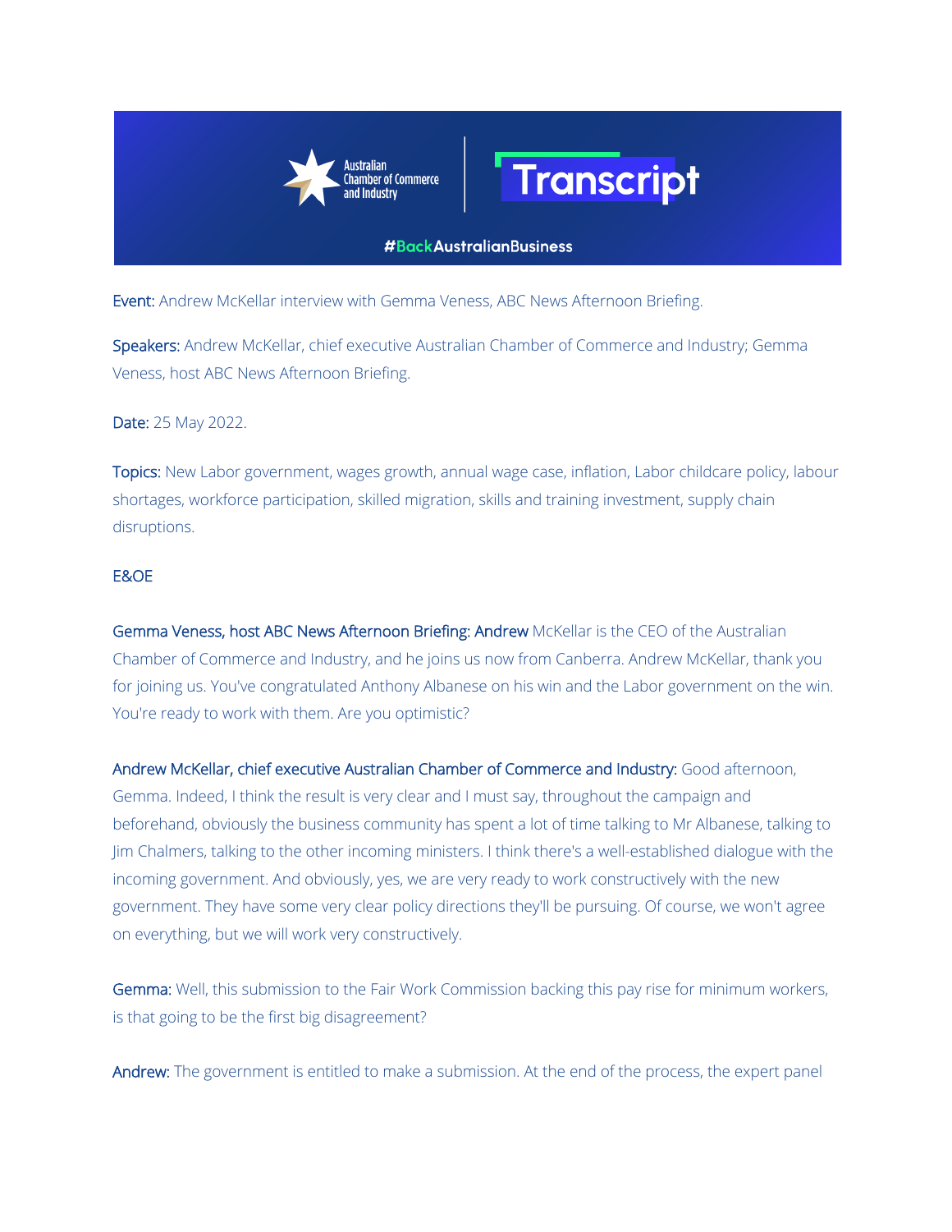Australian Chamber of Commerce and Industry | Transcript

#BackAustralianBusiness

**Event:** Andrew McKellar interview with Gemma Veness, ABC News Afternoon Briefing.

**Speakers:** Andrew McKellar, chief executive Australian Chamber of Commerce and Industry; Gemma Veness, host ABC News Afternoon Briefing.

**Date:** 25 May 2022.

**Topics:** New Labor government, wages growth, annual wage case, inflation, Labor childcare policy, labour shortages, workforce participation, skilled migration, skills and training investment, supply chain disruptions.

E&OE

**Gemma Veness, host ABC News Afternoon Briefing:** Andrew McKellar is the CEO of the Australian Chamber of Commerce and Industry, and he joins us now from Canberra. Andrew McKellar, thank you for joining us. You've congratulated Anthony Albanese on his win and the Labor government on the win. You're ready to work with them. Are you optimistic?

**Andrew McKellar, chief executive Australian Chamber of Commerce and Industry:** Good afternoon, Gemma. Indeed, I think the result is very clear and I must say, throughout the campaign and beforehand, obviously the business community has spent a lot of time talking to Mr Albanese, talking to Jim Chalmers, talking to the other incoming ministers. I think there's a well-established dialogue with the incoming government. And obviously, yes, we are very ready to work constructively with the new government. They have some very clear policy directions they'll be pursuing. Of course, we won't agree on everything, but we will work very constructively.

**Gemma:** Well, this submission to the Fair Work Commission backing this pay rise for minimum workers, is that going to be the first big disagreement?

**Andrew:** The government is entitled to make a submission. At the end of the process, the expert panel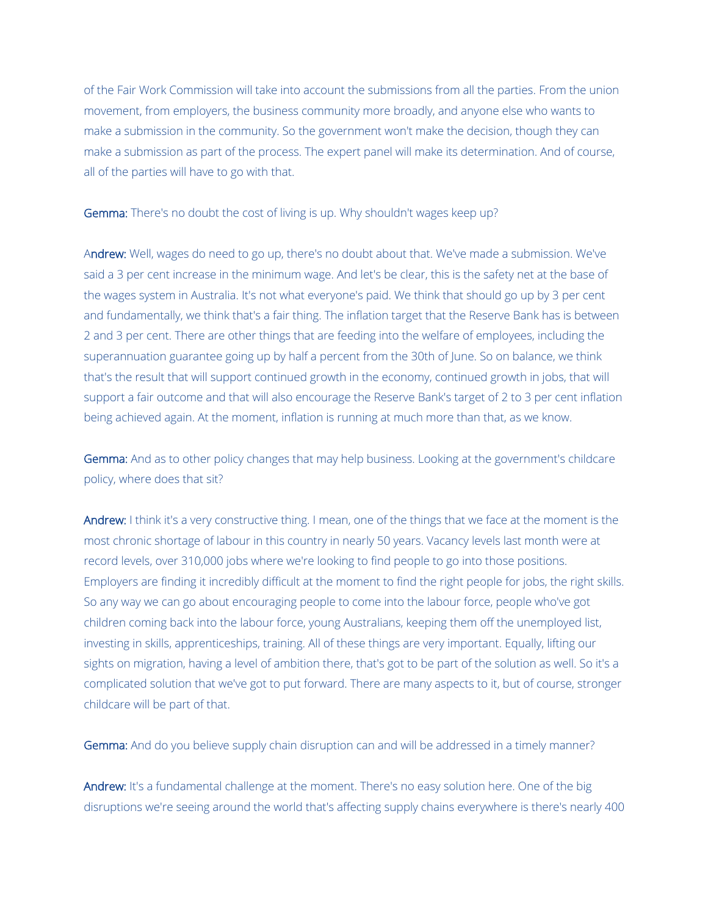of the Fair Work Commission will take into account the submissions from all the parties. From the union movement, from employers, the business community more broadly, and anyone else who wants to make a submission in the community. So the government won't make the decision, though they can make a submission as part of the process. The expert panel will make its determination. And of course, all of the parties will have to go with that.

**Gemma:** There's no doubt the cost of living is up. Why shouldn't wages keep up?

**Andrew:** Well, wages do need to go up, there's no doubt about that. We've made a submission. We've said a 3 per cent increase in the minimum wage. And let's be clear, this is the safety net at the base of the wages system in Australia. It's not what everyone's paid. We think that should go up by 3 per cent and fundamentally, we think that's a fair thing. The inflation target that the Reserve Bank has is between 2 and 3 per cent. There are other things that are feeding into the welfare of employees, including the superannuation guarantee going up by half a percent from the 30th of June. So on balance, we think that's the result that will support continued growth in the economy, continued growth in jobs, that will support a fair outcome and that will also encourage the Reserve Bank's target of 2 to 3 per cent inflation being achieved again. At the moment, inflation is running at much more than that, as we know.

**Gemma:** And as to other policy changes that may help business. Looking at the government's childcare policy, where does that sit?

**Andrew:** I think it's a very constructive thing. I mean, one of the things that we face at the moment is the most chronic shortage of labour in this country in nearly 50 years. Vacancy levels last month were at record levels, over 310,000 jobs where we're looking to find people to go into those positions. Employers are finding it incredibly difficult at the moment to find the right people for jobs, the right skills. So any way we can go about encouraging people to come into the labour force, people who've got children coming back into the labour force, young Australians, keeping them off the unemployed list, investing in skills, apprenticeships, training. All of these things are very important. Equally, lifting our sights on migration, having a level of ambition there, that's got to be part of the solution as well. So it's a complicated solution that we've got to put forward. There are many aspects to it, but of course, stronger childcare will be part of that.

**Gemma:** And do you believe supply chain disruption can and will be addressed in a timely manner?

**Andrew:** It's a fundamental challenge at the moment. There's no easy solution here. One of the big disruptions we're seeing around the world that's affecting supply chains everywhere is there's nearly 400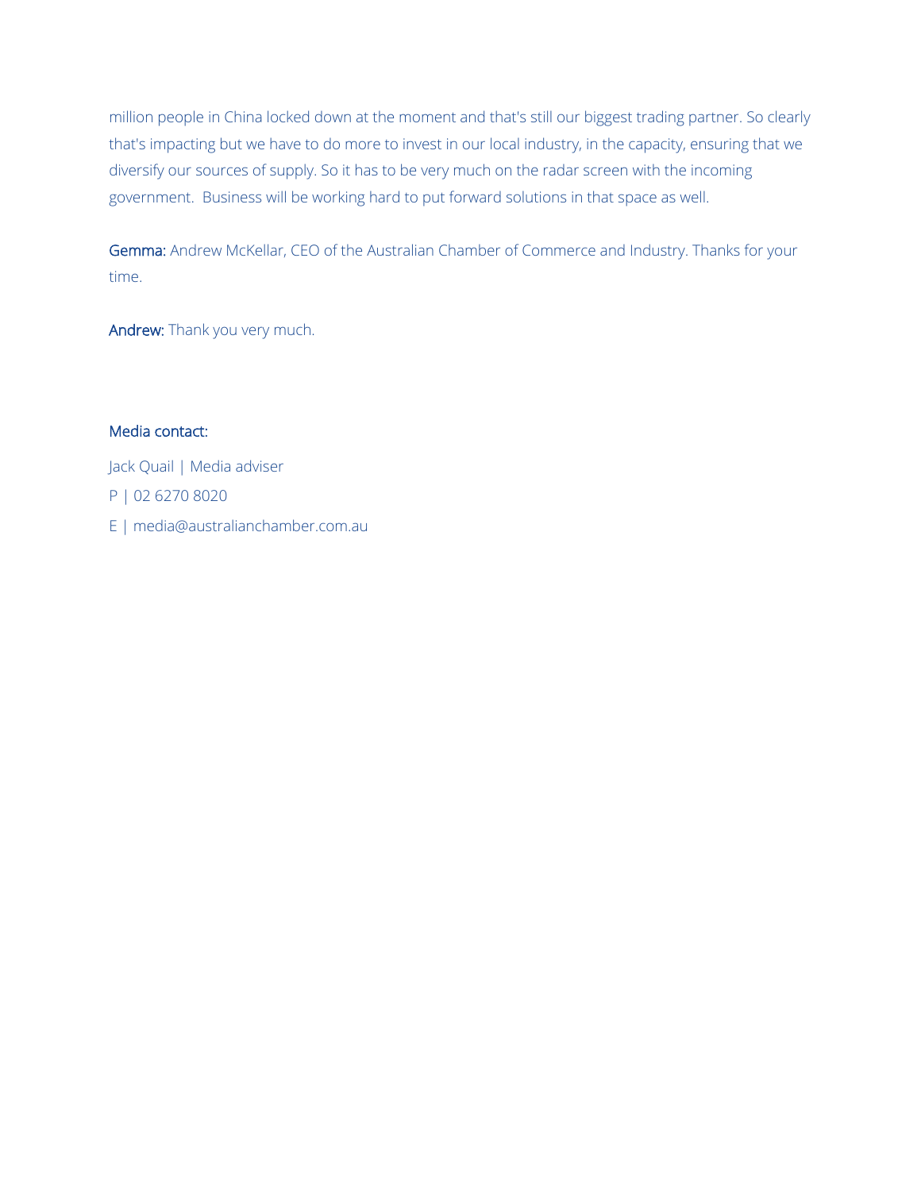million people in China locked down at the moment and that's still our biggest trading partner. So clearly that's impacting but we have to do more to invest in our local industry, in the capacity, ensuring that we diversify our sources of supply. So it has to be very much on the radar screen with the incoming government. Business will be working hard to put forward solutions in that space as well.

**Gemma:** Andrew McKellar, CEO of the Australian Chamber of Commerce and Industry. Thanks for your time.

**Andrew:** Thank you very much.

**Media contact:**

Jack Quail | Media adviser

P | 02 6270 8020

E | media@australianchamber.com.au